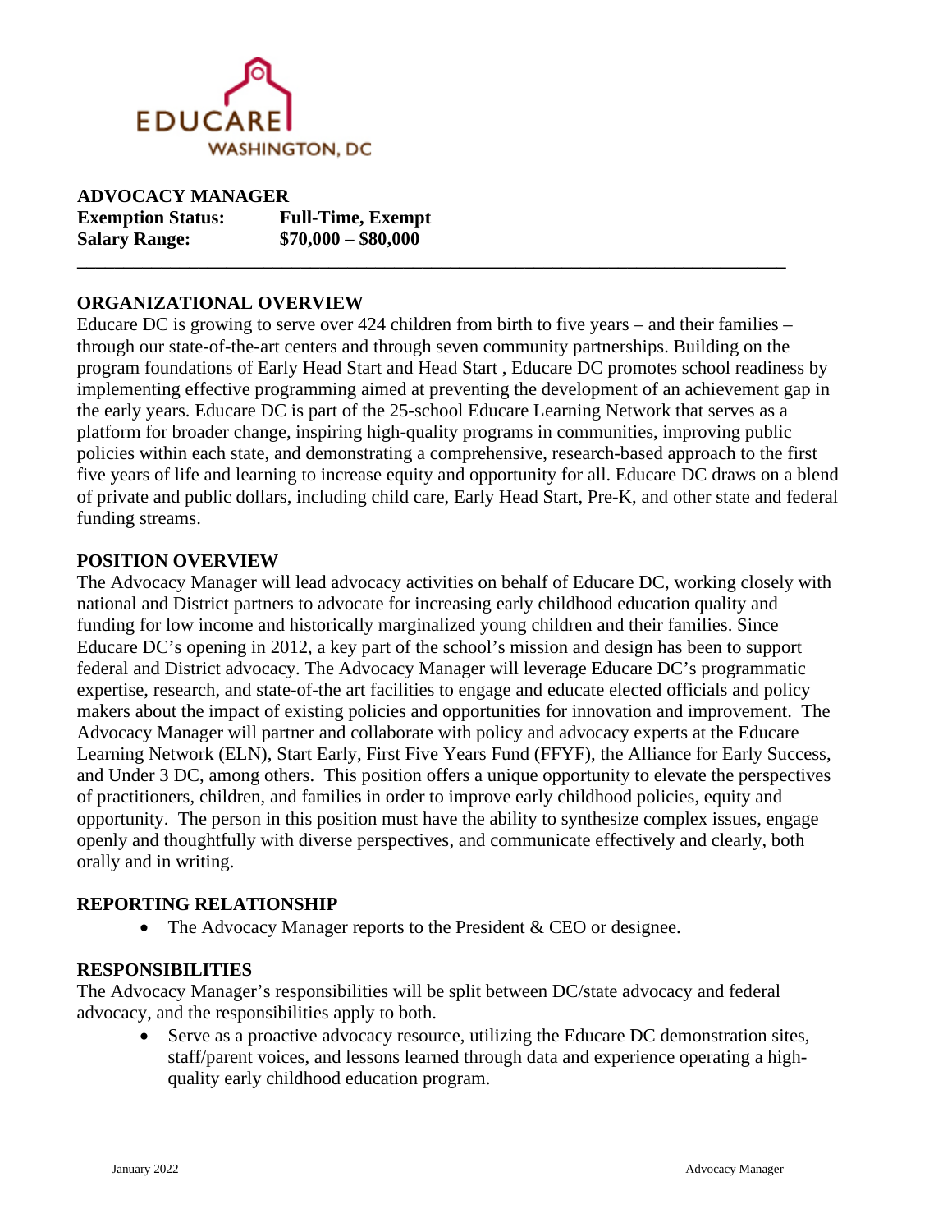EDUCARE
WASHINGTON, DC

**ADVOCACY MANAGER**
**Exemption Status:** **Full-Time, Exempt**
**Salary Range:** **$70,000 – $80,000**

---

## ORGANIZATIONAL OVERVIEW

Educare DC is growing to serve over 424 children from birth to five years – and their families – through our state-of-the-art centers and through seven community partnerships. Building on the program foundations of Early Head Start and Head Start , Educare DC promotes school readiness by implementing effective programming aimed at preventing the development of an achievement gap in the early years. Educare DC is part of the 25-school Educare Learning Network that serves as a platform for broader change, inspiring high-quality programs in communities, improving public policies within each state, and demonstrating a comprehensive, research-based approach to the first five years of life and learning to increase equity and opportunity for all. Educare DC draws on a blend of private and public dollars, including child care, Early Head Start, Pre-K, and other state and federal funding streams.

## POSITION OVERVIEW

The Advocacy Manager will lead advocacy activities on behalf of Educare DC, working closely with national and District partners to advocate for increasing early childhood education quality and funding for low income and historically marginalized young children and their families. Since Educare DC's opening in 2012, a key part of the school's mission and design has been to support federal and District advocacy. The Advocacy Manager will leverage Educare DC's programmatic expertise, research, and state-of-the art facilities to engage and educate elected officials and policy makers about the impact of existing policies and opportunities for innovation and improvement. The Advocacy Manager will partner and collaborate with policy and advocacy experts at the Educare Learning Network (ELN), Start Early, First Five Years Fund (FFYF), the Alliance for Early Success, and Under 3 DC, among others. This position offers a unique opportunity to elevate the perspectives of practitioners, children, and families in order to improve early childhood policies, equity and opportunity. The person in this position must have the ability to synthesize complex issues, engage openly and thoughtfully with diverse perspectives, and communicate effectively and clearly, both orally and in writing.

## REPORTING RELATIONSHIP

- The Advocacy Manager reports to the President & CEO or designee.

## RESPONSIBILITIES

The Advocacy Manager's responsibilities will be split between DC/state advocacy and federal advocacy, and the responsibilities apply to both.

- Serve as a proactive advocacy resource, utilizing the Educare DC demonstration sites, staff/parent voices, and lessons learned through data and experience operating a high-quality early childhood education program.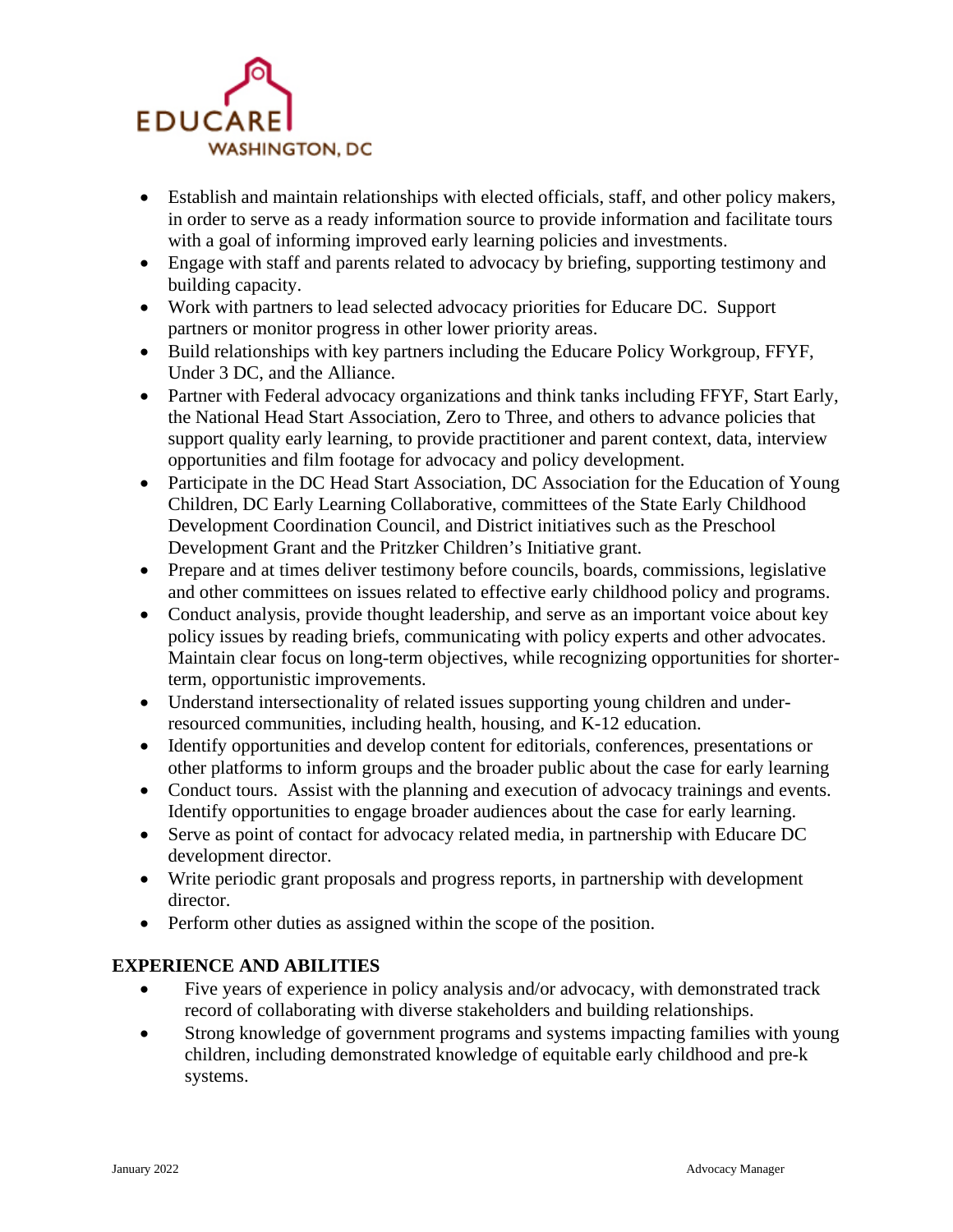- Establish and maintain relationships with elected officials, staff, and other policy makers, in order to serve as a ready information source to provide information and facilitate tours with a goal of informing improved early learning policies and investments.
- Engage with staff and parents related to advocacy by briefing, supporting testimony and building capacity.
- Work with partners to lead selected advocacy priorities for Educare DC. Support partners or monitor progress in other lower priority areas.
- Build relationships with key partners including the Educare Policy Workgroup, FFYF, Under 3 DC, and the Alliance.
- Partner with Federal advocacy organizations and think tanks including FFYF, Start Early, the National Head Start Association, Zero to Three, and others to advance policies that support quality early learning, to provide practitioner and parent context, data, interview opportunities and film footage for advocacy and policy development.
- Participate in the DC Head Start Association, DC Association for the Education of Young Children, DC Early Learning Collaborative, committees of the State Early Childhood Development Coordination Council, and District initiatives such as the Preschool Development Grant and the Pritzker Children's Initiative grant.
- Prepare and at times deliver testimony before councils, boards, commissions, legislative and other committees on issues related to effective early childhood policy and programs.
- Conduct analysis, provide thought leadership, and serve as an important voice about key policy issues by reading briefs, communicating with policy experts and other advocates. Maintain clear focus on long-term objectives, while recognizing opportunities for shorter-term, opportunistic improvements.
- Understand intersectionality of related issues supporting young children and under-resourced communities, including health, housing, and K-12 education.
- Identify opportunities and develop content for editorials, conferences, presentations or other platforms to inform groups and the broader public about the case for early learning
- Conduct tours. Assist with the planning and execution of advocacy trainings and events. Identify opportunities to engage broader audiences about the case for early learning.
- Serve as point of contact for advocacy related media, in partnership with Educare DC development director.
- Write periodic grant proposals and progress reports, in partnership with development director.
- Perform other duties as assigned within the scope of the position.

## EXPERIENCE AND ABILITIES

- Five years of experience in policy analysis and/or advocacy, with demonstrated track record of collaborating with diverse stakeholders and building relationships.
- Strong knowledge of government programs and systems impacting families with young children, including demonstrated knowledge of equitable early childhood and pre-k systems.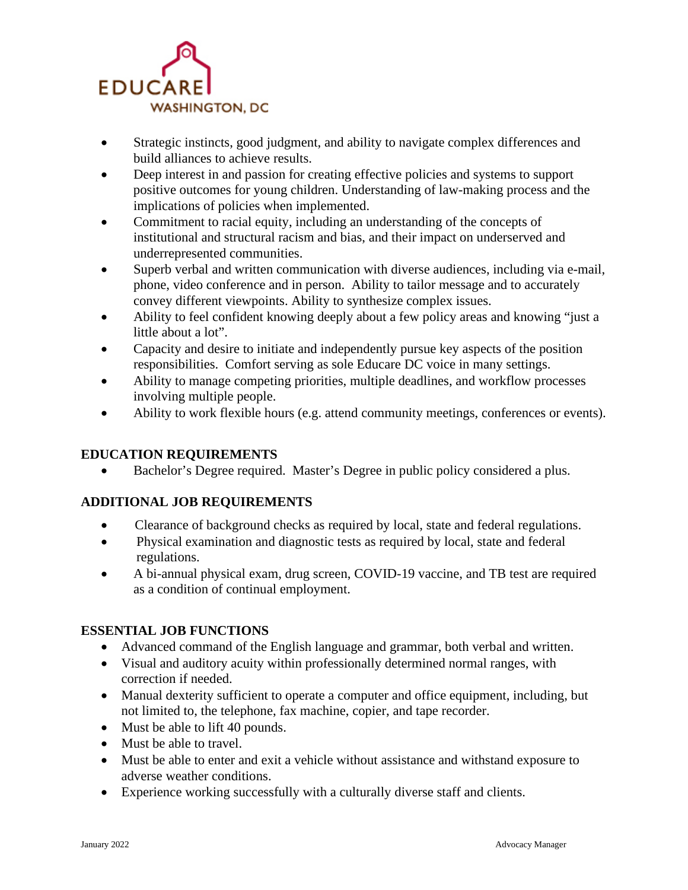- Strategic instincts, good judgment, and ability to navigate complex differences and build alliances to achieve results.
- Deep interest in and passion for creating effective policies and systems to support positive outcomes for young children. Understanding of law-making process and the implications of policies when implemented.
- Commitment to racial equity, including an understanding of the concepts of institutional and structural racism and bias, and their impact on underserved and underrepresented communities.
- Superb verbal and written communication with diverse audiences, including via e-mail, phone, video conference and in person. Ability to tailor message and to accurately convey different viewpoints. Ability to synthesize complex issues.
- Ability to feel confident knowing deeply about a few policy areas and knowing "just a little about a lot".
- Capacity and desire to initiate and independently pursue key aspects of the position responsibilities. Comfort serving as sole Educare DC voice in many settings.
- Ability to manage competing priorities, multiple deadlines, and workflow processes involving multiple people.
- Ability to work flexible hours (e.g. attend community meetings, conferences or events).

## EDUCATION REQUIREMENTS

- Bachelor's Degree required. Master's Degree in public policy considered a plus.

## ADDITIONAL JOB REQUIREMENTS

- Clearance of background checks as required by local, state and federal regulations.
- Physical examination and diagnostic tests as required by local, state and federal regulations.
- A bi-annual physical exam, drug screen, COVID-19 vaccine, and TB test are required as a condition of continual employment.

## ESSENTIAL JOB FUNCTIONS

- Advanced command of the English language and grammar, both verbal and written.
- Visual and auditory acuity within professionally determined normal ranges, with correction if needed.
- Manual dexterity sufficient to operate a computer and office equipment, including, but not limited to, the telephone, fax machine, copier, and tape recorder.
- Must be able to lift 40 pounds.
- Must be able to travel.
- Must be able to enter and exit a vehicle without assistance and withstand exposure to adverse weather conditions.
- Experience working successfully with a culturally diverse staff and clients.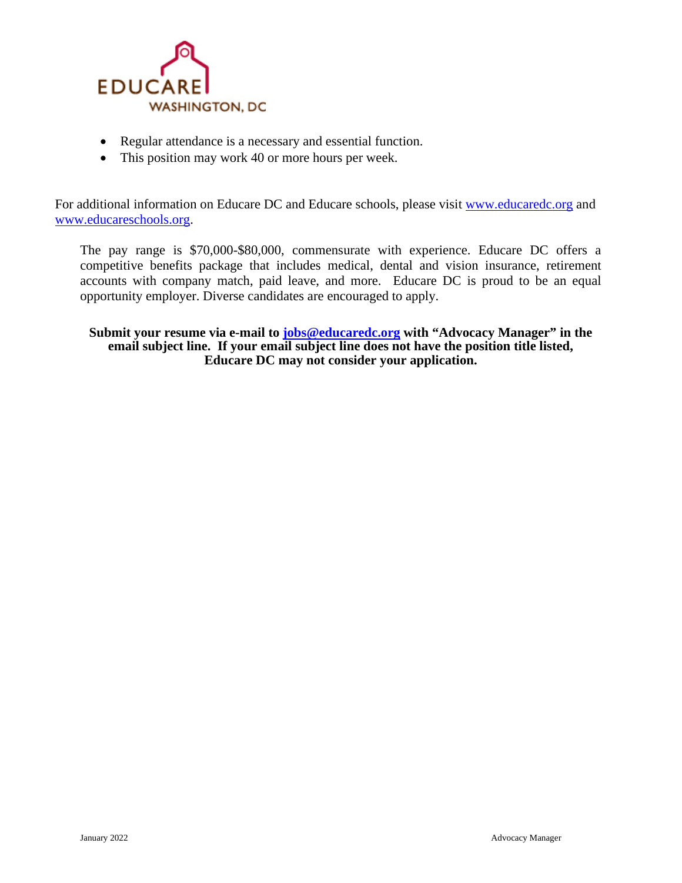- Regular attendance is a necessary and essential function.
- This position may work 40 or more hours per week.

For additional information on Educare DC and Educare schools, please visit www.educaredc.org and www.educareschools.org.

The pay range is $70,000-$80,000, commensurate with experience. Educare DC offers a competitive benefits package that includes medical, dental and vision insurance, retirement accounts with company match, paid leave, and more. Educare DC is proud to be an equal opportunity employer. Diverse candidates are encouraged to apply.

**Submit your resume via e-mail to jobs@educaredc.org with "Advocacy Manager" in the email subject line. If your email subject line does not have the position title listed, Educare DC may not consider your application.**